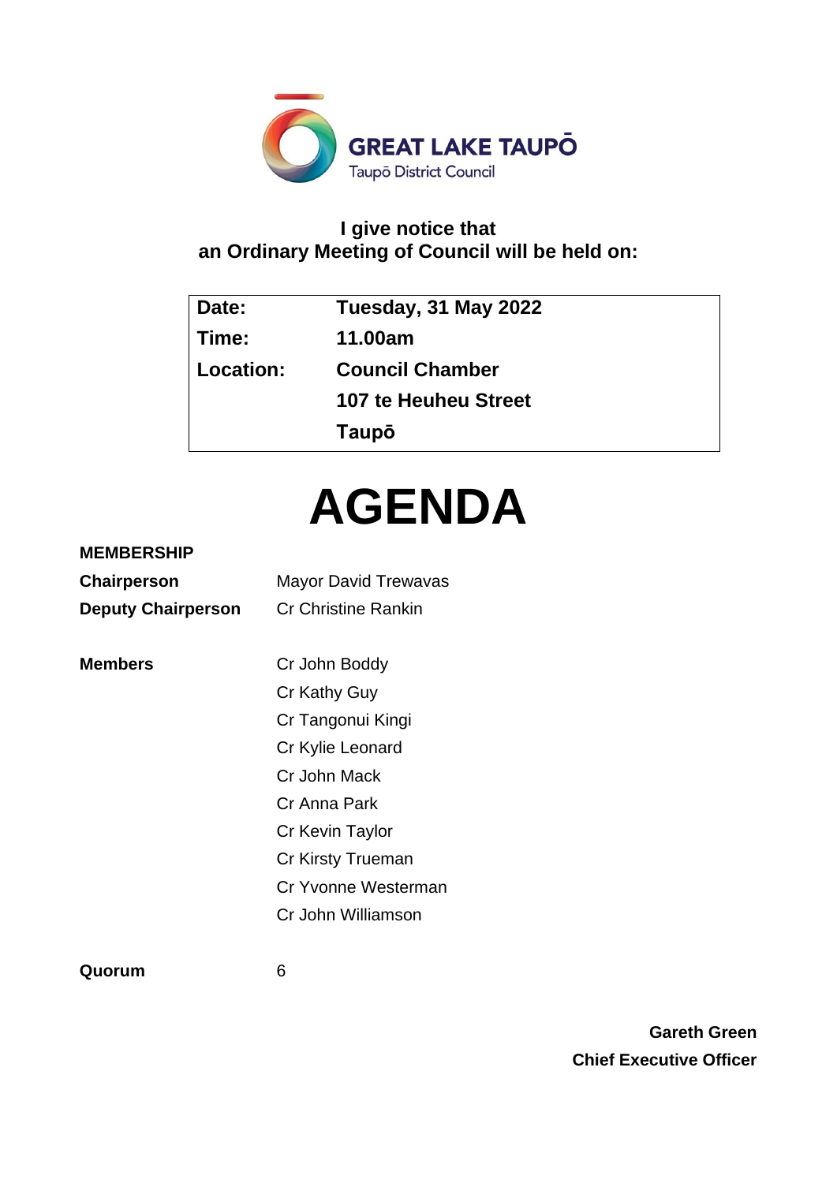GREAT LAKE TAUPŌ
Taupō District Council

**I give notice that**
**an Ordinary Meeting of Council will be held on:**

| | |
|---|---|
| **Date:** | **Tuesday, 31 May 2022** |
| **Time:** | **11.00am** |
| **Location:** | **Council Chamber** |
| | **107 te Heuheu Street** |
| | **Taupō** |

# AGENDA

**MEMBERSHIP**

| | |
|---|---|
| **Chairperson** | Mayor David Trewavas |
| **Deputy Chairperson** | Cr Christine Rankin |
| | |
| **Members** | Cr John Boddy |
| | Cr Kathy Guy |
| | Cr Tangonui Kingi |
| | Cr Kylie Leonard |
| | Cr John Mack |
| | Cr Anna Park |
| | Cr Kevin Taylor |
| | Cr Kirsty Trueman |
| | Cr Yvonne Westerman |
| | Cr John Williamson |
| | |
| **Quorum** | 6 |

**Gareth Green**
**Chief Executive Officer**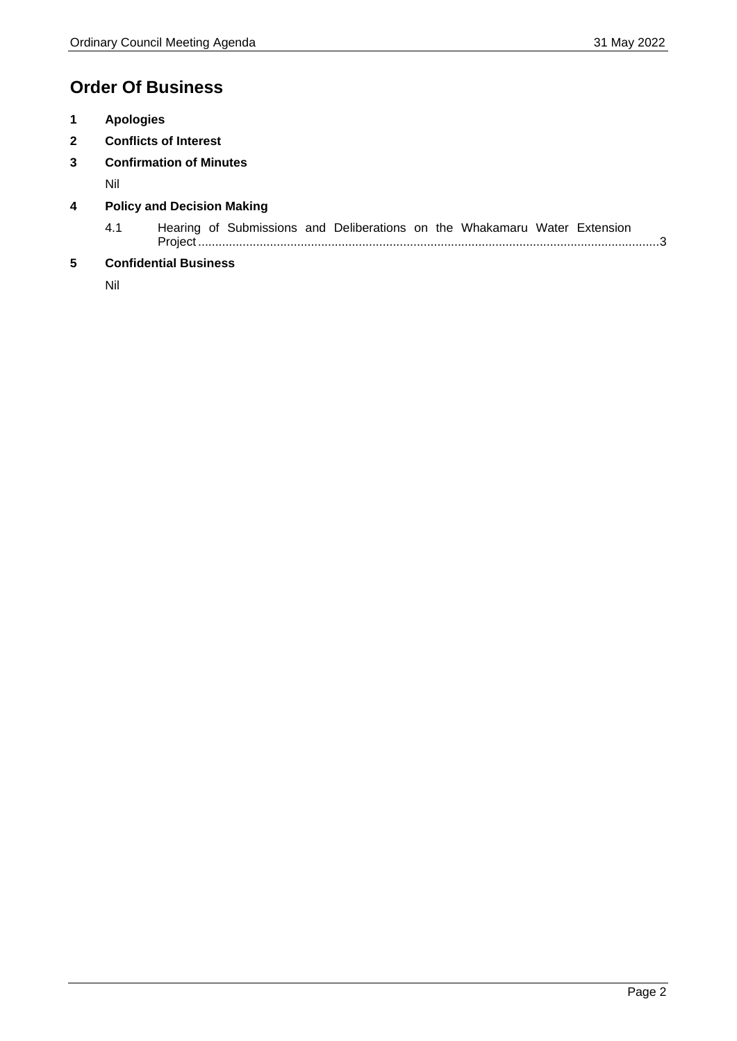# Order Of Business

**1 Apologies**

**2 Conflicts of Interest**

**3 Confirmation of Minutes**

Nil

**4 Policy and Decision Making**

4.1 Hearing of Submissions and Deliberations on the Whakamaru Water Extension Project ....................................................................................................................................3

**5 Confidential Business**

Nil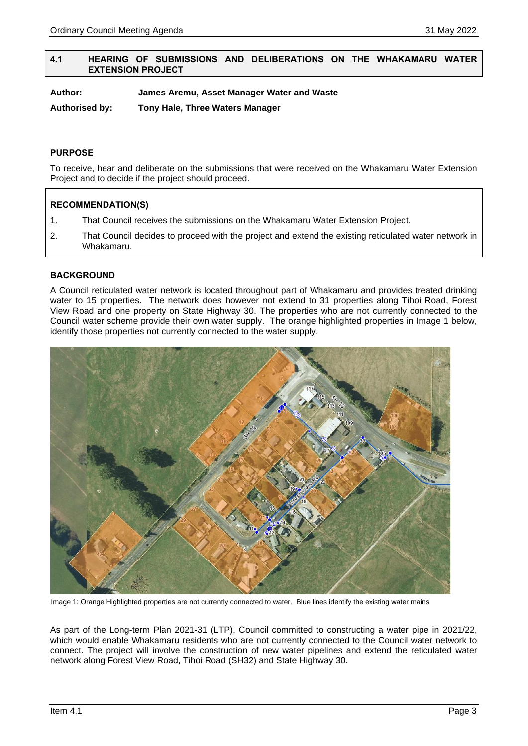## 4.1 HEARING OF SUBMISSIONS AND DELIBERATIONS ON THE WHAKAMARU WATER EXTENSION PROJECT

**Author:** James Aremu, Asset Manager Water and Waste

**Authorised by:** Tony Hale, Three Waters Manager

### PURPOSE

To receive, hear and deliberate on the submissions that were received on the Whakamaru Water Extension Project and to decide if the project should proceed.

### RECOMMENDATION(S)

1. That Council receives the submissions on the Whakamaru Water Extension Project.
2. That Council decides to proceed with the project and extend the existing reticulated water network in Whakamaru.

### BACKGROUND

A Council reticulated water network is located throughout part of Whakamaru and provides treated drinking water to 15 properties. The network does however not extend to 31 properties along Tihoi Road, Forest View Road and one property on State Highway 30. The properties who are not currently connected to the Council water scheme provide their own water supply. The orange highlighted properties in Image 1 below, identify those properties not currently connected to the water supply.

Image 1: Orange Highlighted properties are not currently connected to water. Blue lines identify the existing water mains

As part of the Long-term Plan 2021-31 (LTP), Council committed to constructing a water pipe in 2021/22, which would enable Whakamaru residents who are not currently connected to the Council water network to connect. The project will involve the construction of new water pipelines and extend the reticulated water network along Forest View Road, Tihoi Road (SH32) and State Highway 30.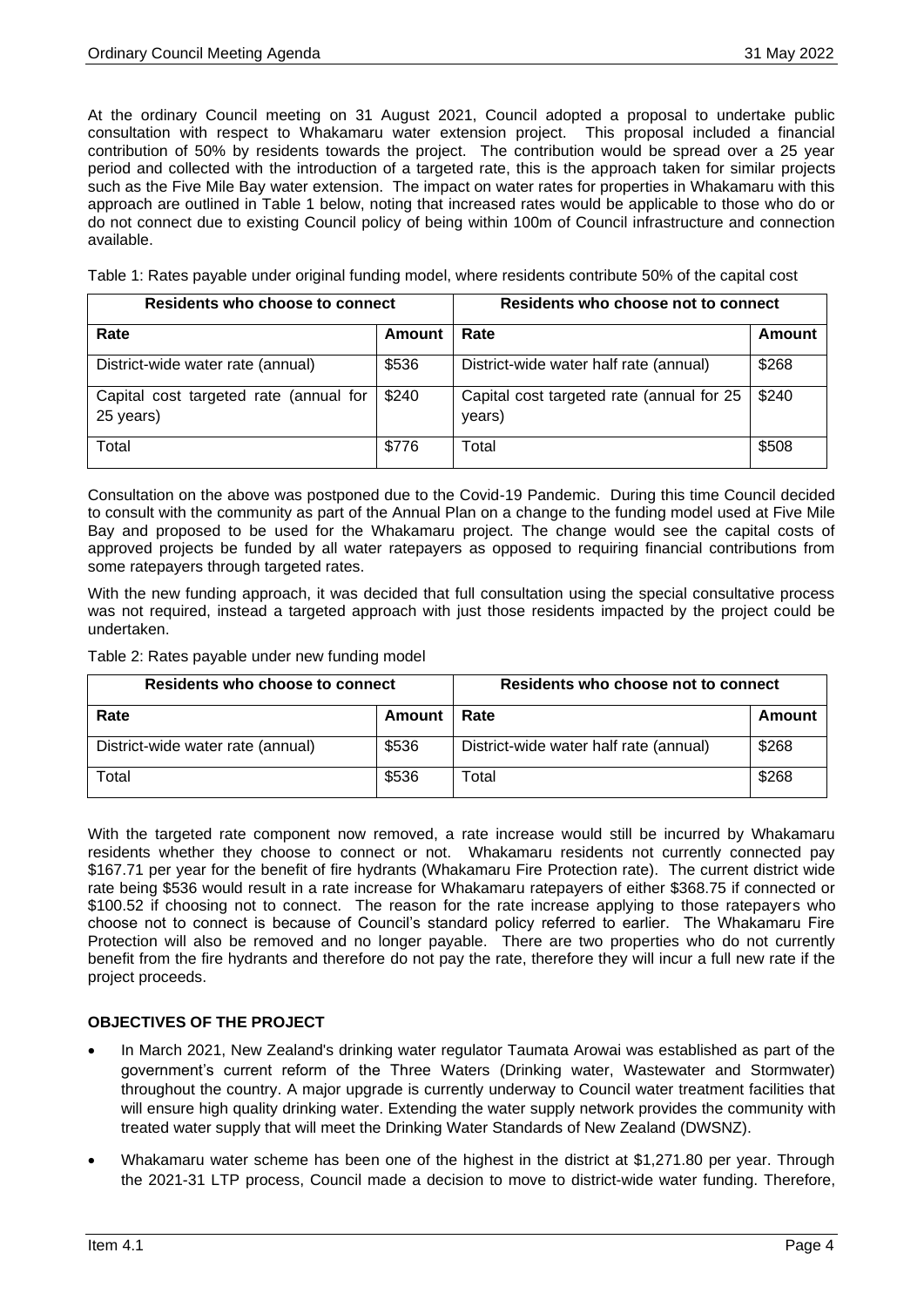At the ordinary Council meeting on 31 August 2021, Council adopted a proposal to undertake public consultation with respect to Whakamaru water extension project. This proposal included a financial contribution of 50% by residents towards the project. The contribution would be spread over a 25 year period and collected with the introduction of a targeted rate, this is the approach taken for similar projects such as the Five Mile Bay water extension. The impact on water rates for properties in Whakamaru with this approach are outlined in Table 1 below, noting that increased rates would be applicable to those who do or do not connect due to existing Council policy of being within 100m of Council infrastructure and connection available.

Table 1: Rates payable under original funding model, where residents contribute 50% of the capital cost

| Residents who choose to connect | | Residents who choose not to connect | |
|---|---|---|---|
| **Rate** | **Amount** | **Rate** | **Amount** |
| District-wide water rate (annual) | $536 | District-wide water half rate (annual) | $268 |
| Capital cost targeted rate (annual for 25 years) | $240 | Capital cost targeted rate (annual for 25 years) | $240 |
| Total | $776 | Total | $508 |

Consultation on the above was postponed due to the Covid-19 Pandemic. During this time Council decided to consult with the community as part of the Annual Plan on a change to the funding model used at Five Mile Bay and proposed to be used for the Whakamaru project. The change would see the capital costs of approved projects be funded by all water ratepayers as opposed to requiring financial contributions from some ratepayers through targeted rates.

With the new funding approach, it was decided that full consultation using the special consultative process was not required, instead a targeted approach with just those residents impacted by the project could be undertaken.

Table 2: Rates payable under new funding model

| Residents who choose to connect | | Residents who choose not to connect | |
|---|---|---|---|
| **Rate** | **Amount** | **Rate** | **Amount** |
| District-wide water rate (annual) | $536 | District-wide water half rate (annual) | $268 |
| Total | $536 | Total | $268 |

With the targeted rate component now removed, a rate increase would still be incurred by Whakamaru residents whether they choose to connect or not. Whakamaru residents not currently connected pay $167.71 per year for the benefit of fire hydrants (Whakamaru Fire Protection rate). The current district wide rate being $536 would result in a rate increase for Whakamaru ratepayers of either $368.75 if connected or $100.52 if choosing not to connect. The reason for the rate increase applying to those ratepayers who choose not to connect is because of Council's standard policy referred to earlier. The Whakamaru Fire Protection will also be removed and no longer payable. There are two properties who do not currently benefit from the fire hydrants and therefore do not pay the rate, therefore they will incur a full new rate if the project proceeds.

**OBJECTIVES OF THE PROJECT**

- In March 2021, New Zealand's drinking water regulator Taumata Arowai was established as part of the government's current reform of the Three Waters (Drinking water, Wastewater and Stormwater) throughout the country. A major upgrade is currently underway to Council water treatment facilities that will ensure high quality drinking water. Extending the water supply network provides the community with treated water supply that will meet the Drinking Water Standards of New Zealand (DWSNZ).
- Whakamaru water scheme has been one of the highest in the district at $1,271.80 per year. Through the 2021-31 LTP process, Council made a decision to move to district-wide water funding. Therefore,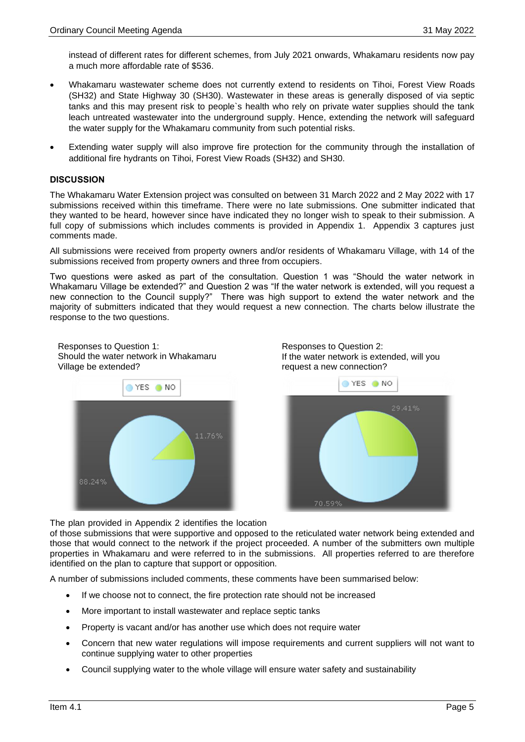instead of different rates for different schemes, from July 2021 onwards, Whakamaru residents now pay a much more affordable rate of $536.

- Whakamaru wastewater scheme does not currently extend to residents on Tihoi, Forest View Roads (SH32) and State Highway 30 (SH30). Wastewater in these areas is generally disposed of via septic tanks and this may present risk to people`s health who rely on private water supplies should the tank leach untreated wastewater into the underground supply. Hence, extending the network will safeguard the water supply for the Whakamaru community from such potential risks.
- Extending water supply will also improve fire protection for the community through the installation of additional fire hydrants on Tihoi, Forest View Roads (SH32) and SH30.

**DISCUSSION**

The Whakamaru Water Extension project was consulted on between 31 March 2022 and 2 May 2022 with 17 submissions received within this timeframe. There were no late submissions. One submitter indicated that they wanted to be heard, however since have indicated they no longer wish to speak to their submission. A full copy of submissions which includes comments is provided in Appendix 1. Appendix 3 captures just comments made.

All submissions were received from property owners and/or residents of Whakamaru Village, with 14 of the submissions received from property owners and three from occupiers.

Two questions were asked as part of the consultation. Question 1 was "Should the water network in Whakamaru Village be extended?" and Question 2 was "If the water network is extended, will you request a new connection to the Council supply?" There was high support to extend the water network and the majority of submitters indicated that they would request a new connection. The charts below illustrate the response to the two questions.

Responses to Question 1:
Should the water network in Whakamaru Village be extended?

YES NO

11.76%

88.24%

Responses to Question 2:
If the water network is extended, will you request a new connection?

YES NO

29.41%

70.59%

The plan provided in Appendix 2 identifies the location of those submissions that were supportive and opposed to the reticulated water network being extended and those that would connect to the network if the project proceeded. A number of the submitters own multiple properties in Whakamaru and were referred to in the submissions. All properties referred to are therefore identified on the plan to capture that support or opposition.

A number of submissions included comments, these comments have been summarised below:

- If we choose not to connect, the fire protection rate should not be increased
- More important to install wastewater and replace septic tanks
- Property is vacant and/or has another use which does not require water
- Concern that new water regulations will impose requirements and current suppliers will not want to continue supplying water to other properties
- Council supplying water to the whole village will ensure water safety and sustainability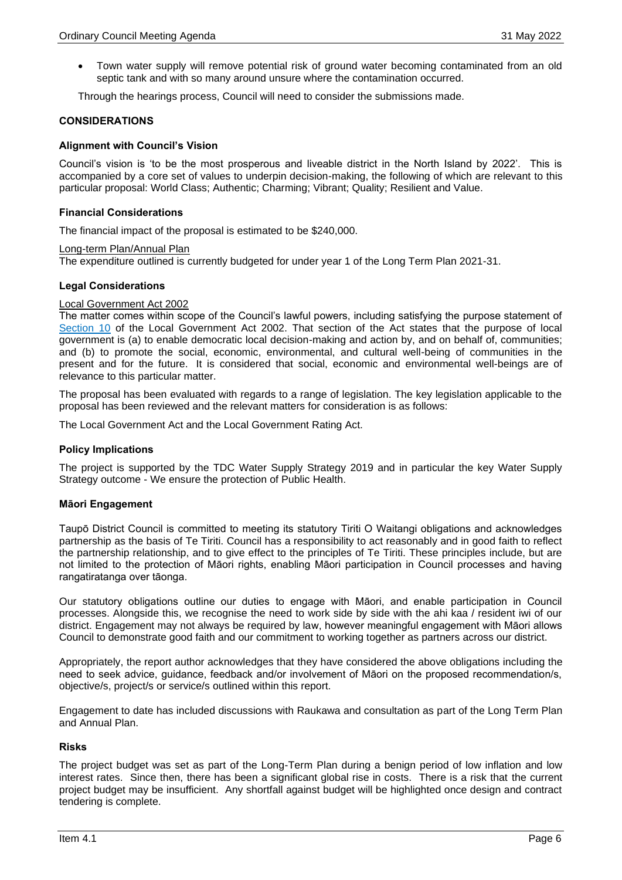- Town water supply will remove potential risk of ground water becoming contaminated from an old septic tank and with so many around unsure where the contamination occurred.

Through the hearings process, Council will need to consider the submissions made.

**CONSIDERATIONS**

**Alignment with Council's Vision**

Council's vision is 'to be the most prosperous and liveable district in the North Island by 2022'. This is accompanied by a core set of values to underpin decision-making, the following of which are relevant to this particular proposal: World Class; Authentic; Charming; Vibrant; Quality; Resilient and Value.

**Financial Considerations**

The financial impact of the proposal is estimated to be $240,000.

Long-term Plan/Annual Plan
The expenditure outlined is currently budgeted for under year 1 of the Long Term Plan 2021-31.

**Legal Considerations**

Local Government Act 2002
The matter comes within scope of the Council's lawful powers, including satisfying the purpose statement of Section 10 of the Local Government Act 2002. That section of the Act states that the purpose of local government is (a) to enable democratic local decision-making and action by, and on behalf of, communities; and (b) to promote the social, economic, environmental, and cultural well-being of communities in the present and for the future. It is considered that social, economic and environmental well-beings are of relevance to this particular matter.

The proposal has been evaluated with regards to a range of legislation. The key legislation applicable to the proposal has been reviewed and the relevant matters for consideration is as follows:

The Local Government Act and the Local Government Rating Act.

**Policy Implications**

The project is supported by the TDC Water Supply Strategy 2019 and in particular the key Water Supply Strategy outcome - We ensure the protection of Public Health.

**Māori Engagement**

Taupō District Council is committed to meeting its statutory Tiriti O Waitangi obligations and acknowledges partnership as the basis of Te Tiriti. Council has a responsibility to act reasonably and in good faith to reflect the partnership relationship, and to give effect to the principles of Te Tiriti. These principles include, but are not limited to the protection of Māori rights, enabling Māori participation in Council processes and having rangatiratanga over tāonga.

Our statutory obligations outline our duties to engage with Māori, and enable participation in Council processes. Alongside this, we recognise the need to work side by side with the ahi kaa / resident iwi of our district. Engagement may not always be required by law, however meaningful engagement with Māori allows Council to demonstrate good faith and our commitment to working together as partners across our district.

Appropriately, the report author acknowledges that they have considered the above obligations including the need to seek advice, guidance, feedback and/or involvement of Māori on the proposed recommendation/s, objective/s, project/s or service/s outlined within this report.

Engagement to date has included discussions with Raukawa and consultation as part of the Long Term Plan and Annual Plan.

**Risks**

The project budget was set as part of the Long-Term Plan during a benign period of low inflation and low interest rates. Since then, there has been a significant global rise in costs. There is a risk that the current project budget may be insufficient. Any shortfall against budget will be highlighted once design and contract tendering is complete.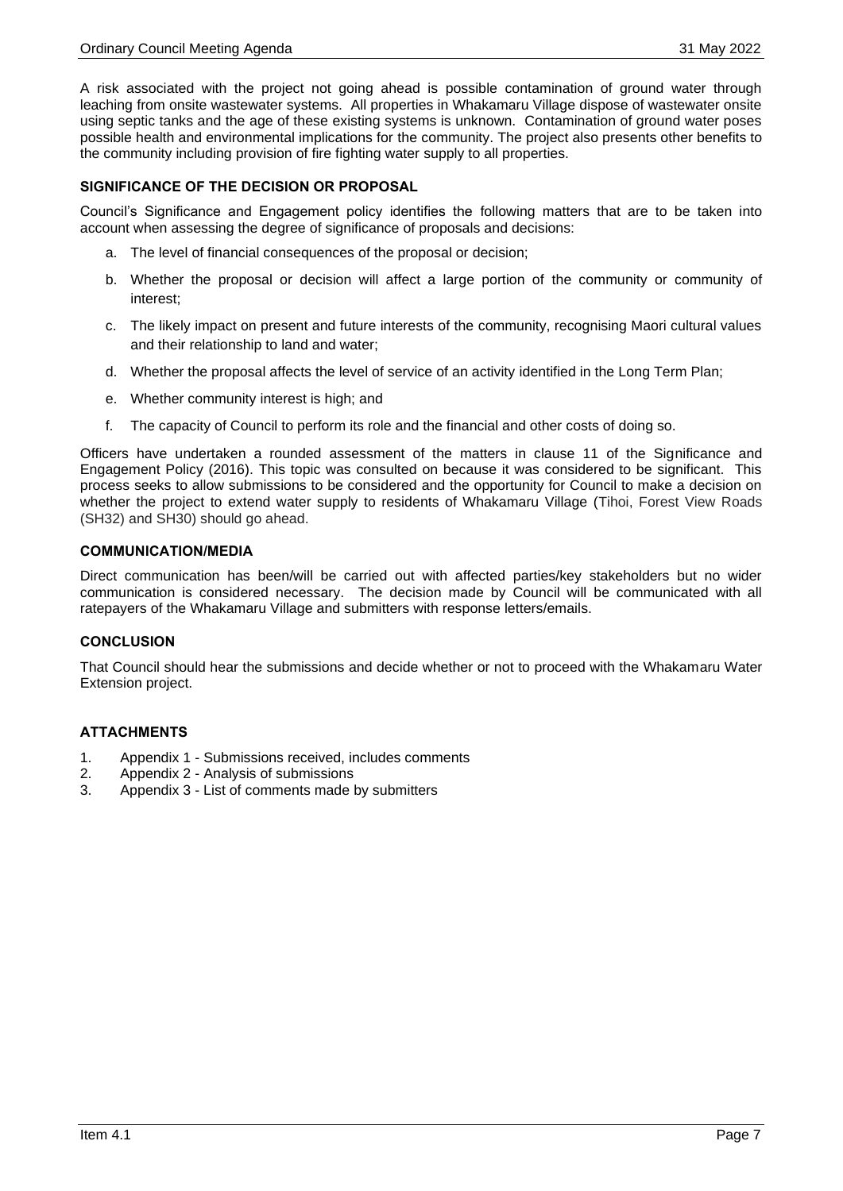A risk associated with the project not going ahead is possible contamination of ground water through leaching from onsite wastewater systems. All properties in Whakamaru Village dispose of wastewater onsite using septic tanks and the age of these existing systems is unknown. Contamination of ground water poses possible health and environmental implications for the community. The project also presents other benefits to the community including provision of fire fighting water supply to all properties.

## SIGNIFICANCE OF THE DECISION OR PROPOSAL

Council's Significance and Engagement policy identifies the following matters that are to be taken into account when assessing the degree of significance of proposals and decisions:

a. The level of financial consequences of the proposal or decision;

b. Whether the proposal or decision will affect a large portion of the community or community of interest;

c. The likely impact on present and future interests of the community, recognising Maori cultural values and their relationship to land and water;

d. Whether the proposal affects the level of service of an activity identified in the Long Term Plan;

e. Whether community interest is high; and

f. The capacity of Council to perform its role and the financial and other costs of doing so.

Officers have undertaken a rounded assessment of the matters in clause 11 of the Significance and Engagement Policy (2016). This topic was consulted on because it was considered to be significant. This process seeks to allow submissions to be considered and the opportunity for Council to make a decision on whether the project to extend water supply to residents of Whakamaru Village (Tihoi, Forest View Roads (SH32) and SH30) should go ahead.

## COMMUNICATION/MEDIA

Direct communication has been/will be carried out with affected parties/key stakeholders but no wider communication is considered necessary. The decision made by Council will be communicated with all ratepayers of the Whakamaru Village and submitters with response letters/emails.

## CONCLUSION

That Council should hear the submissions and decide whether or not to proceed with the Whakamaru Water Extension project.

## ATTACHMENTS

1. Appendix 1 - Submissions received, includes comments
2. Appendix 2 - Analysis of submissions
3. Appendix 3 - List of comments made by submitters